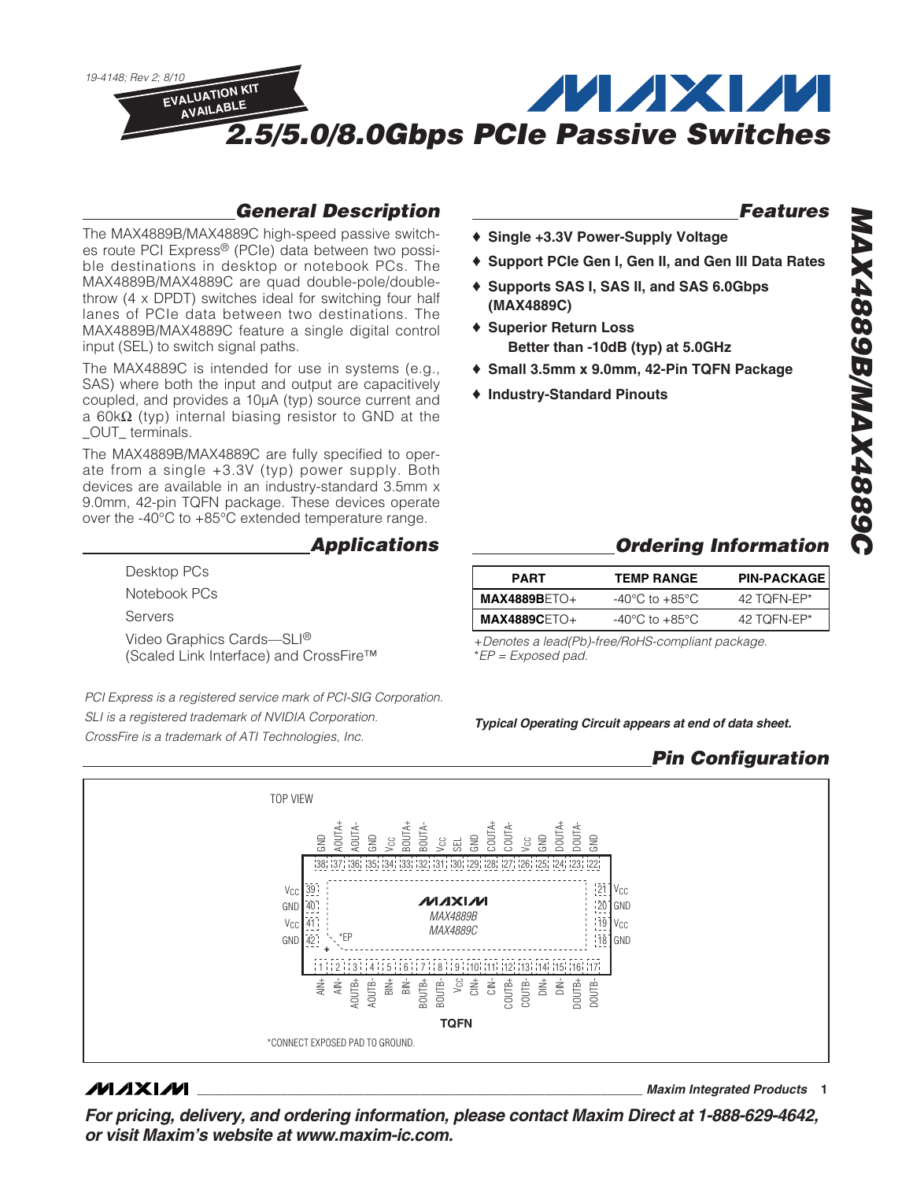19-4148; Rev 2; 8/10

EVALUATION KIT AVAILABLE

# 2.5/5.0/8.0Gbps PCIe Passive Switches

## General Description

The MAX4889B/MAX4889C high-speed passive switches route PCI Express® (PCIe) data between two possible destinations in desktop or notebook PCs. The MAX4889B/MAX4889C are quad double-pole/double-throw (4 x DPDT) switches ideal for switching four half lanes of PCIe data between two destinations. The MAX4889B/MAX4889C feature a single digital control input (SEL) to switch signal paths.

The MAX4889C is intended for use in systems (e.g., SAS) where both the input and output are capacitively coupled, and provides a 10µA (typ) source current and a 60kΩ (typ) internal biasing resistor to GND at the _OUT_ terminals.

The MAX4889B/MAX4889C are fully specified to operate from a single +3.3V (typ) power supply. Both devices are available in an industry-standard 3.5mm x 9.0mm, 42-pin TQFN package. These devices operate over the -40°C to +85°C extended temperature range.

## Applications

Desktop PCs

Notebook PCs

Servers

Video Graphics Cards—SLI®
(Scaled Link Interface) and CrossFire™

*PCI Express is a registered service mark of PCI-SIG Corporation.*
*SLI is a registered trademark of NVIDIA Corporation.*
*CrossFire is a trademark of ATI Technologies, Inc.*

## Features

- **Single +3.3V Power-Supply Voltage**
- **Support PCIe Gen I, Gen II, and Gen III Data Rates**
- **Supports SAS I, SAS II, and SAS 6.0Gbps (MAX4889C)**
- **Superior Return Loss**
  **Better than -10dB (typ) at 5.0GHz**
- **Small 3.5mm x 9.0mm, 42-Pin TQFN Package**
- **Industry-Standard Pinouts**

## Ordering Information

| PART | TEMP RANGE | PIN-PACKAGE |
|---|---|---|
| **MAX4889B**ETO+ | -40°C to +85°C | 42 TQFN-EP* |
| **MAX4889C**ETO+ | -40°C to +85°C | 42 TQFN-EP* |

*+Denotes a lead(Pb)-free/RoHS-compliant package.*
*\*EP = Exposed pad.*

***Typical Operating Circuit appears at end of data sheet.***

## Pin Configuration

TOP VIEW

Top row (pins 38 to 22): 38 GND, 37 AOUTA+, 36 AOUTA-, 35 GND, 34 $V_{CC}$, 33 BOUTA+, 32 BOUTA-, 31 $V_{CC}$, 30 SEL, 29 GND, 28 COUTA+, 27 COUTA-, 26 $V_{CC}$, 25 GND, 24 DOUTA+, 23 DOUTA-, 22 GND

Left side: 39 $V_{CC}$, 40 GND, 41 $V_{CC}$, 42 GND

Right side: 21 $V_{CC}$, 20 GND, 19 $V_{CC}$, 18 GND

Bottom row (pins 1 to 17): 1 AIN+, 2 AIN-, 3 AOUTB+, 4 AOUTB-, 5 BIN+, 6 BIN-, 7 BOUTB+, 8 BOUTB-, 9 $V_{CC}$, 10 CIN+, 11 CIN-, 12 COUTB+, 13 COUTB-, 14 DIN+, 15 DIN-, 16 DOUTB+, 17 DOUTB-

MAXIM MAX4889B MAX4889C *EP

**TQFN**

*CONNECT EXPOSED PAD TO GROUND.

**For pricing, delivery, and ordering information, please contact Maxim Direct at 1-888-629-4642, or visit Maxim's website at www.maxim-ic.com.**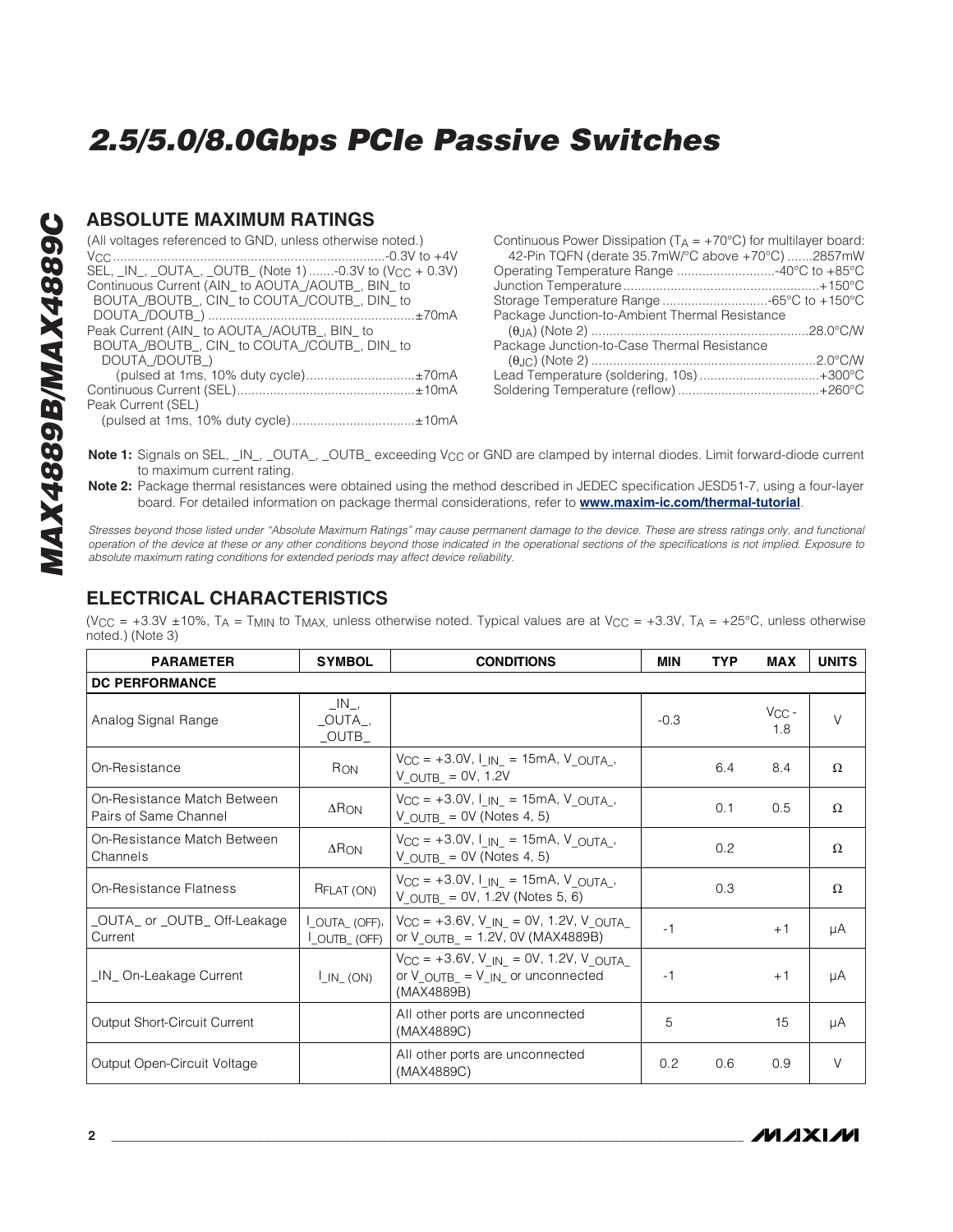## ABSOLUTE MAXIMUM RATINGS

(All voltages referenced to GND, unless otherwise noted.)

$V_{CC}$ .......................................................-0.3V to +4V
SEL, _IN_, _OUTA_, _OUTB_ (Note 1) .......-0.3V to ($V_{CC}$ + 0.3V)
Continuous Current (AIN_ to AOUTA_/AOUTB_, BIN_ to BOUTA_/BOUTB_, CIN_ to COUTA_/COUTB_, DIN_ to DOUTA_/DOUTB_) ........................................±70mA
Peak Current (AIN_ to AOUTA_/AOUTB_, BIN_ to BOUTA_/BOUTB_, CIN_ to COUTA_/COUTB_, DIN_ to DOUTA_/DOUTB_)
(pulsed at 1ms, 10% duty cycle).............................±70mA
Continuous Current (SEL)................................................±10mA
Peak Current (SEL)
(pulsed at 1ms, 10% duty cycle)..................................±10mA

Continuous Power Dissipation ($T_A$ = +70°C) for multilayer board:
42-Pin TQFN (derate 35.7mW/°C above +70°C) .......2857mW
Operating Temperature Range ...........................-40°C to +85°C
Junction Temperature......................................................+150°C
Storage Temperature Range .............................-65°C to +150°C
Package Junction-to-Ambient Thermal Resistance
($\theta_{JA}$) (Note 2) ...........................................................28.0°C/W
Package Junction-to-Case Thermal Resistance
($\theta_{JC}$) (Note 2) .............................................................2.0°C/W
Lead Temperature (soldering, 10s) .................................+300°C
Soldering Temperature (reflow) .......................................+260°C

**Note 1:** Signals on SEL, _IN_, _OUTA_, _OUTB_ exceeding $V_{CC}$ or GND are clamped by internal diodes. Limit forward-diode current to maximum current rating.

**Note 2:** Package thermal resistances were obtained using the method described in JEDEC specification JESD51-7, using a four-layer board. For detailed information on package thermal considerations, refer to **www.maxim-ic.com/thermal-tutorial**.

*Stresses beyond those listed under "Absolute Maximum Ratings" may cause permanent damage to the device. These are stress ratings only, and functional operation of the device at these or any other conditions beyond those indicated in the operational sections of the specifications is not implied. Exposure to absolute maximum rating conditions for extended periods may affect device reliability.*

## ELECTRICAL CHARACTERISTICS

($V_{CC}$ = +3.3V ±10%, $T_A$ = $T_{MIN}$ to $T_{MAX}$, unless otherwise noted. Typical values are at $V_{CC}$ = +3.3V, $T_A$ = +25°C, unless otherwise noted.) (Note 3)

| PARAMETER | SYMBOL | CONDITIONS | MIN | TYP | MAX | UNITS |
|---|---|---|---|---|---|---|
| **DC PERFORMANCE** | | | | | | |
| Analog Signal Range | _IN_, _OUTA_, _OUTB_ | | -0.3 | | $V_{CC}$ - 1.8 | V |
| On-Resistance | $R_{ON}$ | $V_{CC}$ = +3.0V, $I_{\_IN\_}$ = 15mA, $V_{\_OUTA\_}$, $V_{\_OUTB\_}$ = 0V, 1.2V | | 6.4 | 8.4 | Ω |
| On-Resistance Match Between Pairs of Same Channel | $\Delta R_{ON}$ | $V_{CC}$ = +3.0V, $I_{\_IN\_}$ = 15mA, $V_{\_OUTA\_}$, $V_{\_OUTB\_}$ = 0V (Notes 4, 5) | | 0.1 | 0.5 | Ω |
| On-Resistance Match Between Channels | $\Delta R_{ON}$ | $V_{CC}$ = +3.0V, $I_{\_IN\_}$ = 15mA, $V_{\_OUTA\_}$, $V_{\_OUTB\_}$ = 0V (Notes 4, 5) | | 0.2 | | Ω |
| On-Resistance Flatness | $R_{FLAT(ON)}$ | $V_{CC}$ = +3.0V, $I_{\_IN\_}$ = 15mA, $V_{\_OUTA\_}$, $V_{\_OUTB\_}$ = 0V, 1.2V (Notes 5, 6) | | 0.3 | | Ω |
| _OUTA_ or _OUTB_ Off-Leakage Current | $I_{\_OUTA\_(OFF)}$, $I_{\_OUTB\_(OFF)}$ | $V_{CC}$ = +3.6V, $V_{\_IN\_}$ = 0V, 1.2V, $V_{\_OUTA\_}$ or $V_{\_OUTB\_}$ = 1.2V, 0V (MAX4889B) | -1 | | +1 | µA |
| _IN_ On-Leakage Current | $I_{\_IN\_(ON)}$ | $V_{CC}$ = +3.6V, $V_{\_IN\_}$ = 0V, 1.2V, $V_{\_OUTA\_}$ or $V_{\_OUTB\_}$ = $V_{\_IN\_}$ or unconnected (MAX4889B) | -1 | | +1 | µA |
| Output Short-Circuit Current | | All other ports are unconnected (MAX4889C) | 5 | | 15 | µA |
| Output Open-Circuit Voltage | | All other ports are unconnected (MAX4889C) | 0.2 | 0.6 | 0.9 | V |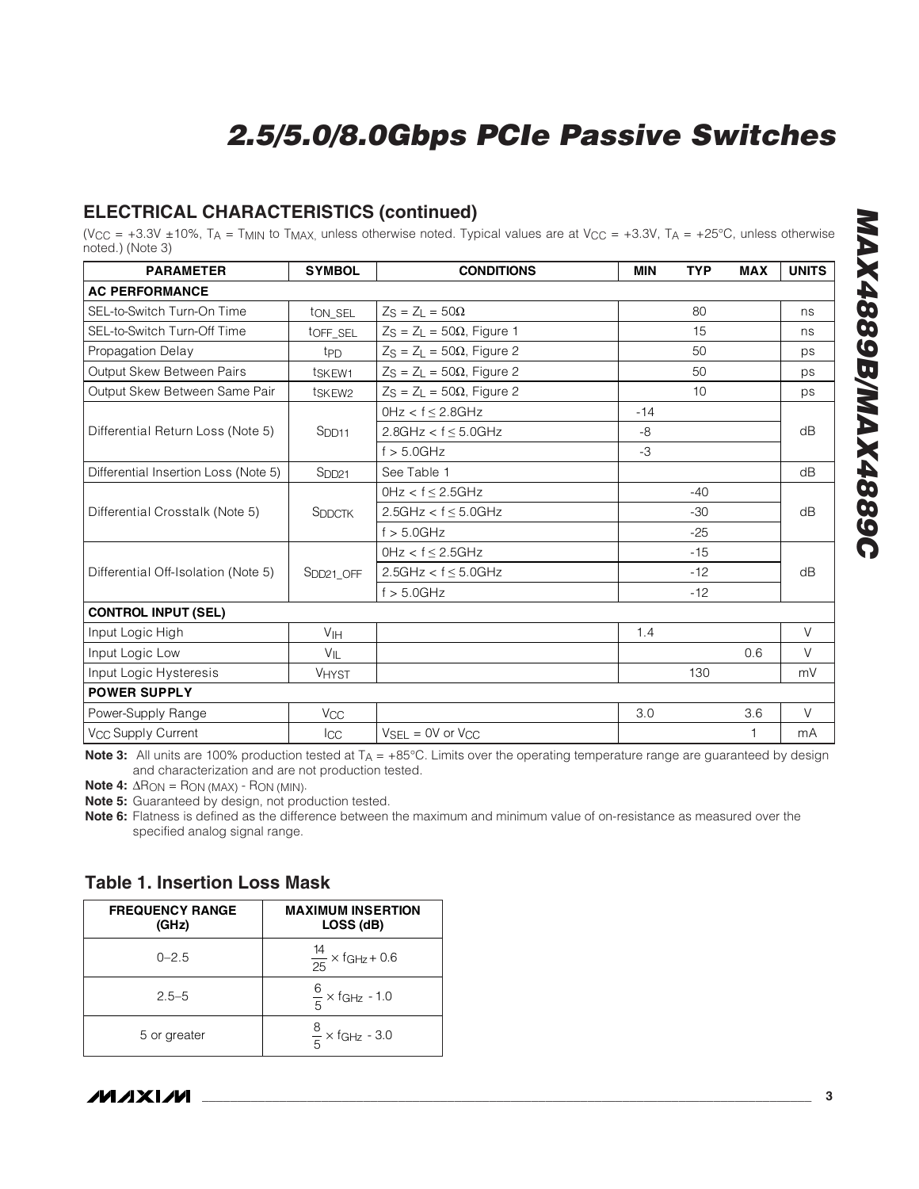## ELECTRICAL CHARACTERISTICS (continued)

($V_{CC}$ = +3.3V ±10%, $T_A$ = $T_{MIN}$ to $T_{MAX}$, unless otherwise noted. Typical values are at $V_{CC}$ = +3.3V, $T_A$ = +25°C, unless otherwise noted.) (Note 3)

| PARAMETER | SYMBOL | CONDITIONS | MIN | TYP | MAX | UNITS |
|---|---|---|---|---|---|---|
| **AC PERFORMANCE** | | | | | | |
| SEL-to-Switch Turn-On Time | $t_{ON\_SEL}$ | $Z_S = Z_L = 50\Omega$ | | 80 | | ns |
| SEL-to-Switch Turn-Off Time | $t_{OFF\_SEL}$ | $Z_S = Z_L = 50\Omega$, Figure 1 | | 15 | | ns |
| Propagation Delay | $t_{PD}$ | $Z_S = Z_L = 50\Omega$, Figure 2 | | 50 | | ps |
| Output Skew Between Pairs | $t_{SKEW1}$ | $Z_S = Z_L = 50\Omega$, Figure 2 | | 50 | | ps |
| Output Skew Between Same Pair | $t_{SKEW2}$ | $Z_S = Z_L = 50\Omega$, Figure 2 | | 10 | | ps |
| Differential Return Loss (Note 5) | $S_{DD11}$ | 0Hz < f ≤ 2.8GHz | -14 | | | dB |
| | | 2.8GHz < f ≤ 5.0GHz | -8 | | | |
| | | f > 5.0GHz | -3 | | | |
| Differential Insertion Loss (Note 5) | $S_{DD21}$ | See Table 1 | | | | dB |
| Differential Crosstalk (Note 5) | $S_{DDCTK}$ | 0Hz < f ≤ 2.5GHz | | -40 | | dB |
| | | 2.5GHz < f ≤ 5.0GHz | | -30 | | |
| | | f > 5.0GHz | | -25 | | |
| Differential Off-Isolation (Note 5) | $S_{DD21\_OFF}$ | 0Hz < f ≤ 2.5GHz | | -15 | | dB |
| | | 2.5GHz < f ≤ 5.0GHz | | -12 | | |
| | | f > 5.0GHz | | -12 | | |
| **CONTROL INPUT (SEL)** | | | | | | |
| Input Logic High | $V_{IH}$ | | 1.4 | | | V |
| Input Logic Low | $V_{IL}$ | | | | 0.6 | V |
| Input Logic Hysteresis | $V_{HYST}$ | | | 130 | | mV |
| **POWER SUPPLY** | | | | | | |
| Power-Supply Range | $V_{CC}$ | | 3.0 | | 3.6 | V |
| $V_{CC}$ Supply Current | $I_{CC}$ | $V_{SEL}$ = 0V or $V_{CC}$ | | | 1 | mA |

**Note 3:** All units are 100% production tested at $T_A$ = +85°C. Limits over the operating temperature range are guaranteed by design and characterization and are not production tested.

**Note 4:** $\Delta R_{ON} = R_{ON\,(MAX)} - R_{ON\,(MIN)}$.

**Note 5:** Guaranteed by design, not production tested.

**Note 6:** Flatness is defined as the difference between the maximum and minimum value of on-resistance as measured over the specified analog signal range.

### Table 1. Insertion Loss Mask

| FREQUENCY RANGE (GHz) | MAXIMUM INSERTION LOSS (dB) |
|---|---|
| 0–2.5 | $\frac{14}{25} \times f_{GHz} + 0.6$ |
| 2.5–5 | $\frac{6}{5} \times f_{GHz} - 1.0$ |
| 5 or greater | $\frac{8}{5} \times f_{GHz} - 3.0$ |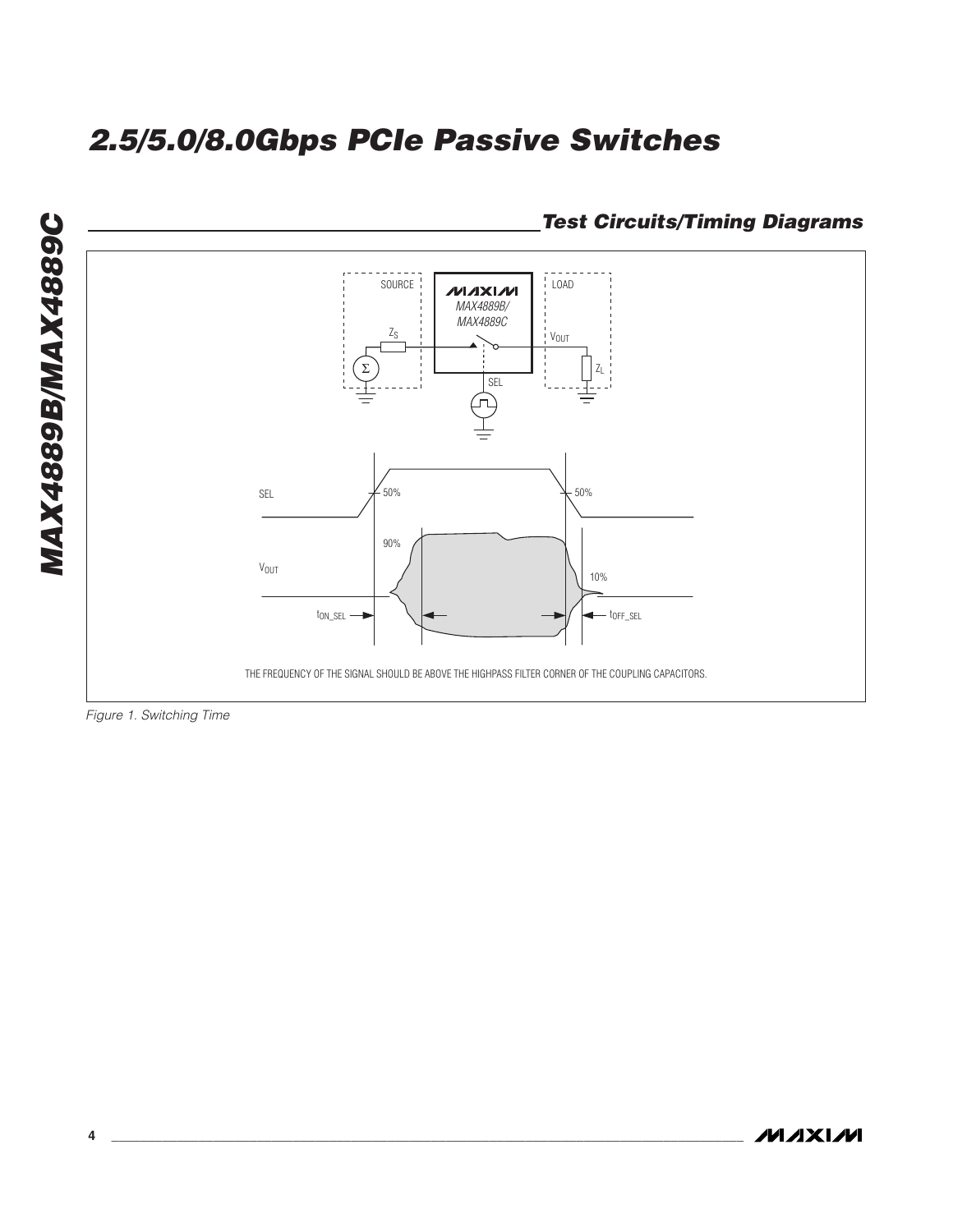## Test Circuits/Timing Diagrams

THE FREQUENCY OF THE SIGNAL SHOULD BE ABOVE THE HIGHPASS FILTER CORNER OF THE COUPLING CAPACITORS.

*Figure 1. Switching Time*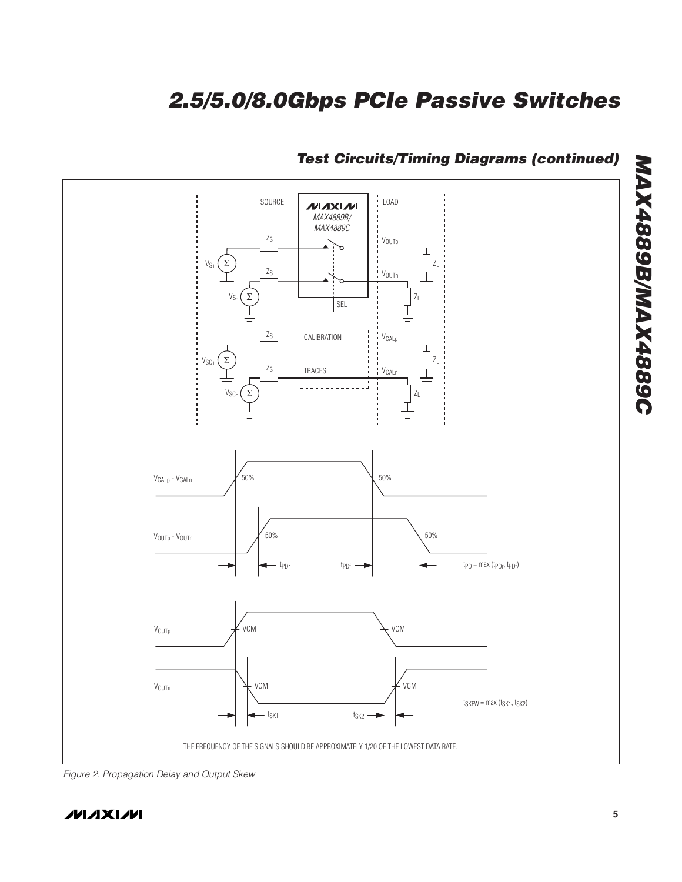## Test Circuits/Timing Diagrams (continued)

SOURCE

MAX4889B/ MAX4889C

LOAD

$Z_S$

$V_{S+}$

$Z_S$

$V_{S-}$

$V_{OUTp}$

$Z_L$

$V_{OUTn}$

$Z_L$

SEL

$Z_S$

CALIBRATION

$V_{CALp}$

$V_{SC+}$

$Z_S$

TRACES

$V_{CALn}$

$Z_L$

$V_{SC-}$

$Z_L$

$V_{CALp}$ - $V_{CALn}$ 50% 50%

$V_{OUTp}$ - $V_{OUTn}$ 50% 50%

$t_{PDr}$ $t_{PDf}$ $t_{PD}$ = max ($t_{PDr}$, $t_{PDf}$)

$V_{OUTp}$ VCM VCM

$V_{OUTn}$ VCM VCM

$t_{SK1}$ $t_{SK2}$ $t_{SKEW}$ = max ($t_{SK1}$, $t_{SK2}$)

THE FREQUENCY OF THE SIGNALS SHOULD BE APPROXIMATELY 1/20 OF THE LOWEST DATA RATE.

*Figure 2. Propagation Delay and Output Skew*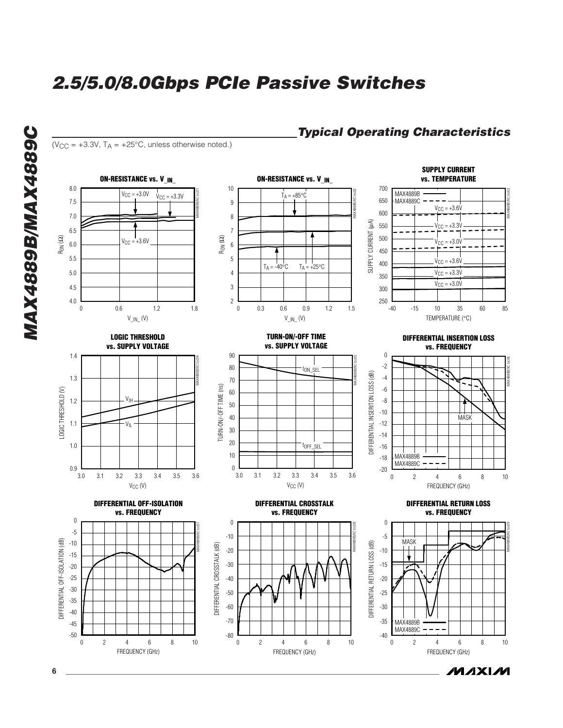## Typical Operating Characteristics

($V_{CC}$ = +3.3V, $T_A$ = +25°C, unless otherwise noted.)

**ON-RESISTANCE vs. $V_{\_IN\_}$**

**ON-RESISTANCE vs. $V_{\_IN\_}$**

**SUPPLY CURRENT vs. TEMPERATURE**

**LOGIC THRESHOLD vs. SUPPLY VOLTAGE**

**TURN-ON/-OFF TIME vs. SUPPLY VOLTAGE**

**DIFFERENTIAL INSERTION LOSS vs. FREQUENCY**

**DIFFERENTIAL OFF-ISOLATION vs. FREQUENCY**

**DIFFERENTIAL CROSSTALK vs. FREQUENCY**

**DIFFERENTIAL RETURN LOSS vs. FREQUENCY**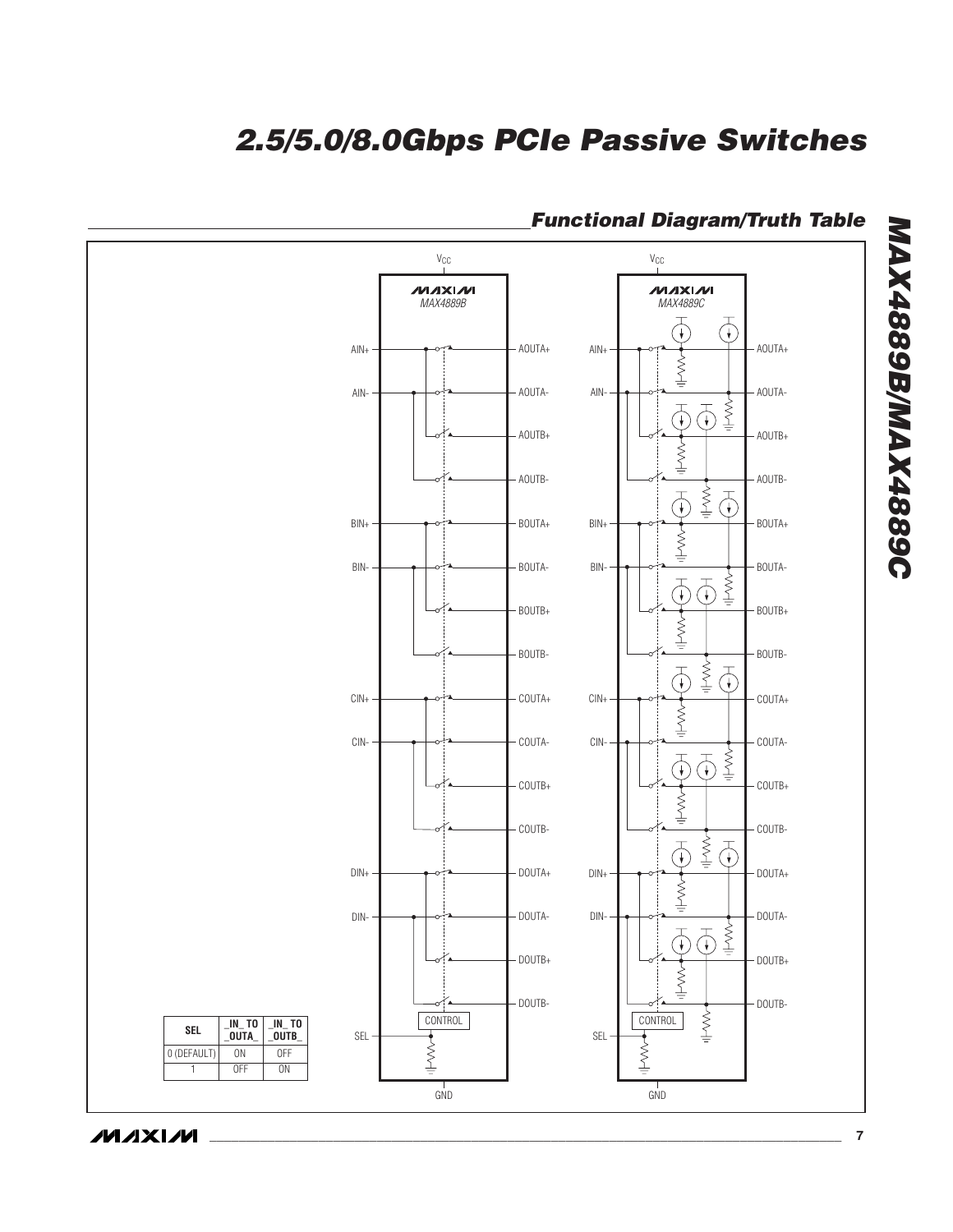## Functional Diagram/Truth Table

| SEL | _IN_ TO _OUTA_ | _IN_ TO _OUTB_ |
|---|---|---|
| 0 (DEFAULT) | ON | OFF |
| 1 | OFF | ON |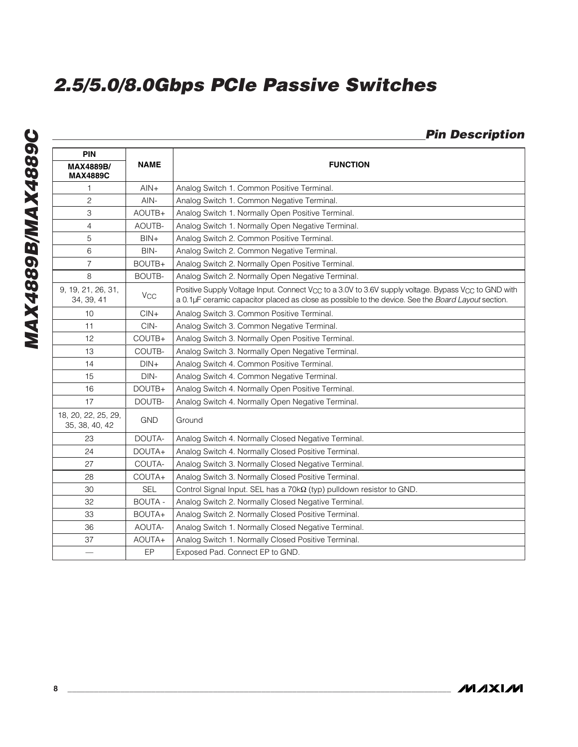## Pin Description

| PIN<br>MAX4889B/<br>MAX4889C | NAME | FUNCTION |
|---|---|---|
| 1 | AIN+ | Analog Switch 1. Common Positive Terminal. |
| 2 | AIN- | Analog Switch 1. Common Negative Terminal. |
| 3 | AOUTB+ | Analog Switch 1. Normally Open Positive Terminal. |
| 4 | AOUTB- | Analog Switch 1. Normally Open Negative Terminal. |
| 5 | BIN+ | Analog Switch 2. Common Positive Terminal. |
| 6 | BIN- | Analog Switch 2. Common Negative Terminal. |
| 7 | BOUTB+ | Analog Switch 2. Normally Open Positive Terminal. |
| 8 | BOUTB- | Analog Switch 2. Normally Open Negative Terminal. |
| 9, 19, 21, 26, 31, 34, 39, 41 | $V_{CC}$ | Positive Supply Voltage Input. Connect $V_{CC}$ to a 3.0V to 3.6V supply voltage. Bypass $V_{CC}$ to GND with a 0.1µF ceramic capacitor placed as close as possible to the device. See the *Board Layout* section. |
| 10 | CIN+ | Analog Switch 3. Common Positive Terminal. |
| 11 | CIN- | Analog Switch 3. Common Negative Terminal. |
| 12 | COUTB+ | Analog Switch 3. Normally Open Positive Terminal. |
| 13 | COUTB- | Analog Switch 3. Normally Open Negative Terminal. |
| 14 | DIN+ | Analog Switch 4. Common Positive Terminal. |
| 15 | DIN- | Analog Switch 4. Common Negative Terminal. |
| 16 | DOUTB+ | Analog Switch 4. Normally Open Positive Terminal. |
| 17 | DOUTB- | Analog Switch 4. Normally Open Negative Terminal. |
| 18, 20, 22, 25, 29, 35, 38, 40, 42 | GND | Ground |
| 23 | DOUTA- | Analog Switch 4. Normally Closed Negative Terminal. |
| 24 | DOUTA+ | Analog Switch 4. Normally Closed Positive Terminal. |
| 27 | COUTA- | Analog Switch 3. Normally Closed Negative Terminal. |
| 28 | COUTA+ | Analog Switch 3. Normally Closed Positive Terminal. |
| 30 | SEL | Control Signal Input. SEL has a 70kΩ (typ) pulldown resistor to GND. |
| 32 | BOUTA - | Analog Switch 2. Normally Closed Negative Terminal. |
| 33 | BOUTA+ | Analog Switch 2. Normally Closed Positive Terminal. |
| 36 | AOUTA- | Analog Switch 1. Normally Closed Negative Terminal. |
| 37 | AOUTA+ | Analog Switch 1. Normally Closed Positive Terminal. |
| — | EP | Exposed Pad. Connect EP to GND. |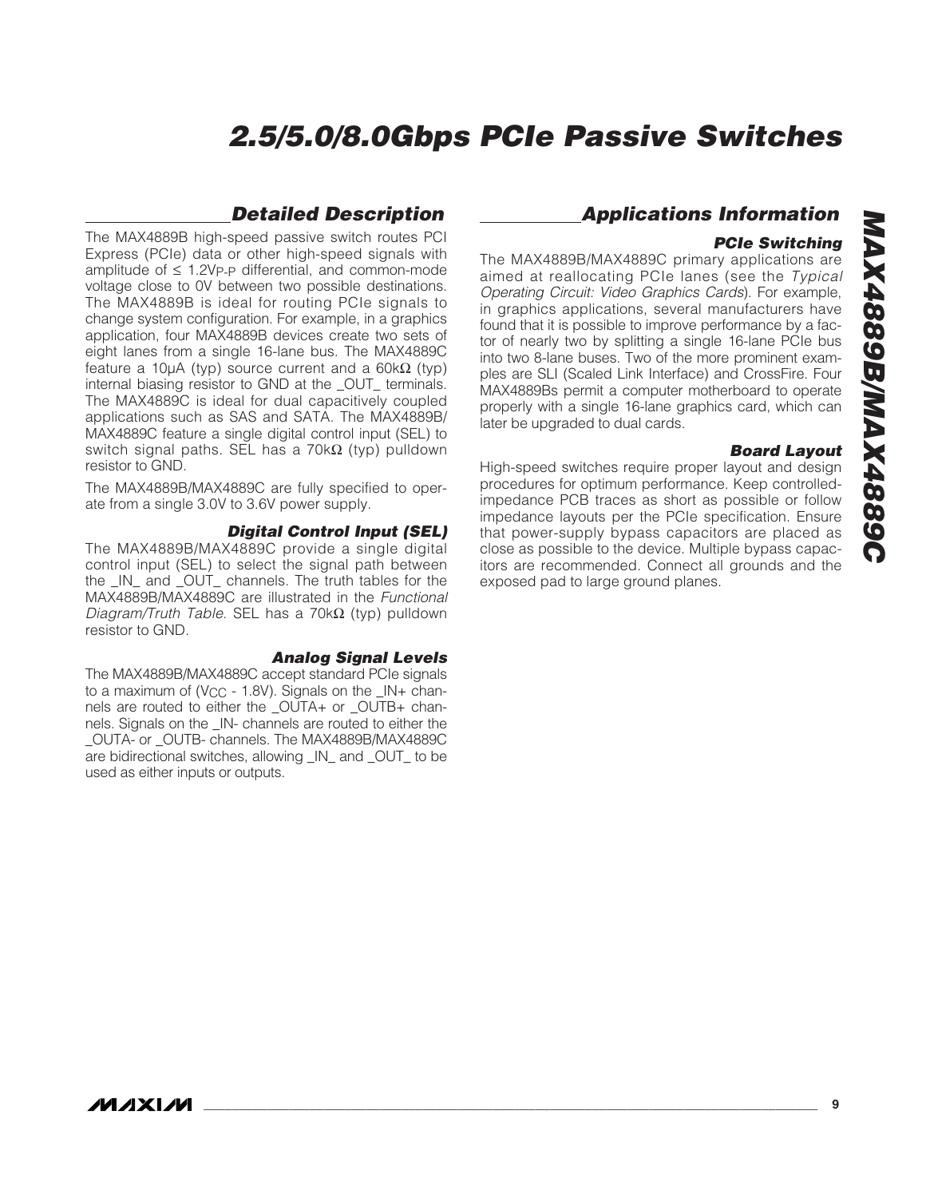## Detailed Description

The MAX4889B high-speed passive switch routes PCI Express (PCIe) data or other high-speed signals with amplitude of ≤ 1.2$V_{P-P}$ differential, and common-mode voltage close to 0V between two possible destinations. The MAX4889B is ideal for routing PCIe signals to change system configuration. For example, in a graphics application, four MAX4889B devices create two sets of eight lanes from a single 16-lane bus. The MAX4889C feature a 10µA (typ) source current and a 60kΩ (typ) internal biasing resistor to GND at the _OUT_ terminals. The MAX4889C is ideal for dual capacitively coupled applications such as SAS and SATA. The MAX4889B/MAX4889C feature a single digital control input (SEL) to switch signal paths. SEL has a 70kΩ (typ) pulldown resistor to GND.

The MAX4889B/MAX4889C are fully specified to operate from a single 3.0V to 3.6V power supply.

### Digital Control Input (SEL)

The MAX4889B/MAX4889C provide a single digital control input (SEL) to select the signal path between the _IN_ and _OUT_ channels. The truth tables for the MAX4889B/MAX4889C are illustrated in the *Functional Diagram/Truth Table*. SEL has a 70kΩ (typ) pulldown resistor to GND.

### Analog Signal Levels

The MAX4889B/MAX4889C accept standard PCIe signals to a maximum of ($V_{CC}$ - 1.8V). Signals on the _IN+ channels are routed to either the _OUTA+ or _OUTB+ channels. Signals on the _IN- channels are routed to either the _OUTA- or _OUTB- channels. The MAX4889B/MAX4889C are bidirectional switches, allowing _IN_ and _OUT_ to be used as either inputs or outputs.

## Applications Information

### PCIe Switching

The MAX4889B/MAX4889C primary applications are aimed at reallocating PCIe lanes (see the *Typical Operating Circuit: Video Graphics Cards*). For example, in graphics applications, several manufacturers have found that it is possible to improve performance by a factor of nearly two by splitting a single 16-lane PCIe bus into two 8-lane buses. Two of the more prominent examples are SLI (Scaled Link Interface) and CrossFire. Four MAX4889Bs permit a computer motherboard to operate properly with a single 16-lane graphics card, which can later be upgraded to dual cards.

### Board Layout

High-speed switches require proper layout and design procedures for optimum performance. Keep controlled-impedance PCB traces as short as possible or follow impedance layouts per the PCIe specification. Ensure that power-supply bypass capacitors are placed as close as possible to the device. Multiple bypass capacitors are recommended. Connect all grounds and the exposed pad to large ground planes.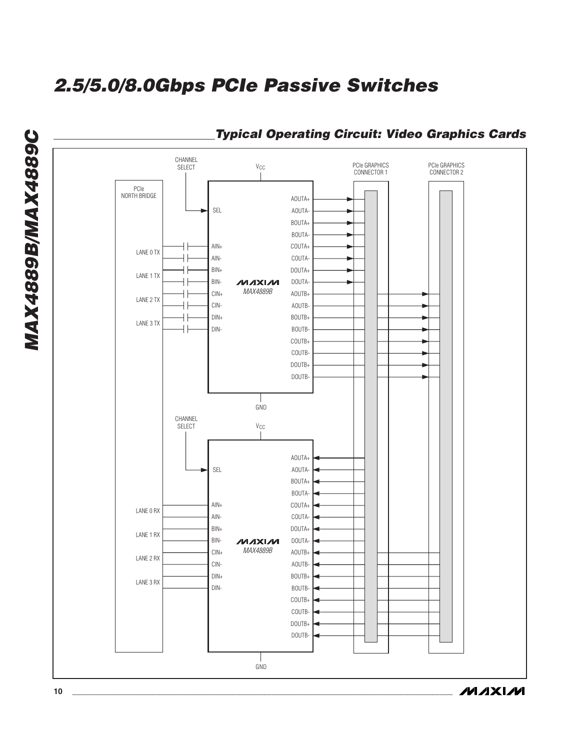## Typical Operating Circuit: Video Graphics Cards

CHANNEL SELECT

$V_{CC}$

PCIe GRAPHICS CONNECTOR 1

PCIe GRAPHICS CONNECTOR 2

PCIe NORTH BRIDGE

SEL

LANE 0 TX

LANE 1 TX

LANE 2 TX

LANE 3 TX

AIN+ AIN- BIN+ BIN- CIN+ CIN- DIN+ DIN-

MAX4889B

AOUTA+ AOUTA- BOUTA+ BOUTA- COUTA+ COUTA- DOUTA+ DOUTA- AOUTB+ AOUTB- BOUTB+ BOUTB- COUTB+ COUTB- DOUTB+ DOUTB-

GND

CHANNEL SELECT

$V_{CC}$

SEL

LANE 0 RX

LANE 1 RX

LANE 2 RX

LANE 3 RX

AIN+ AIN- BIN+ BIN- CIN+ CIN- DIN+ DIN-

MAX4889B

AOUTA+ AOUTA- BOUTA+ BOUTA- COUTA+ COUTA- DOUTA+ DOUTA- AOUTB+ AOUTB- BOUTB+ BOUTB- COUTB+ COUTB- DOUTB+ DOUTB-

GND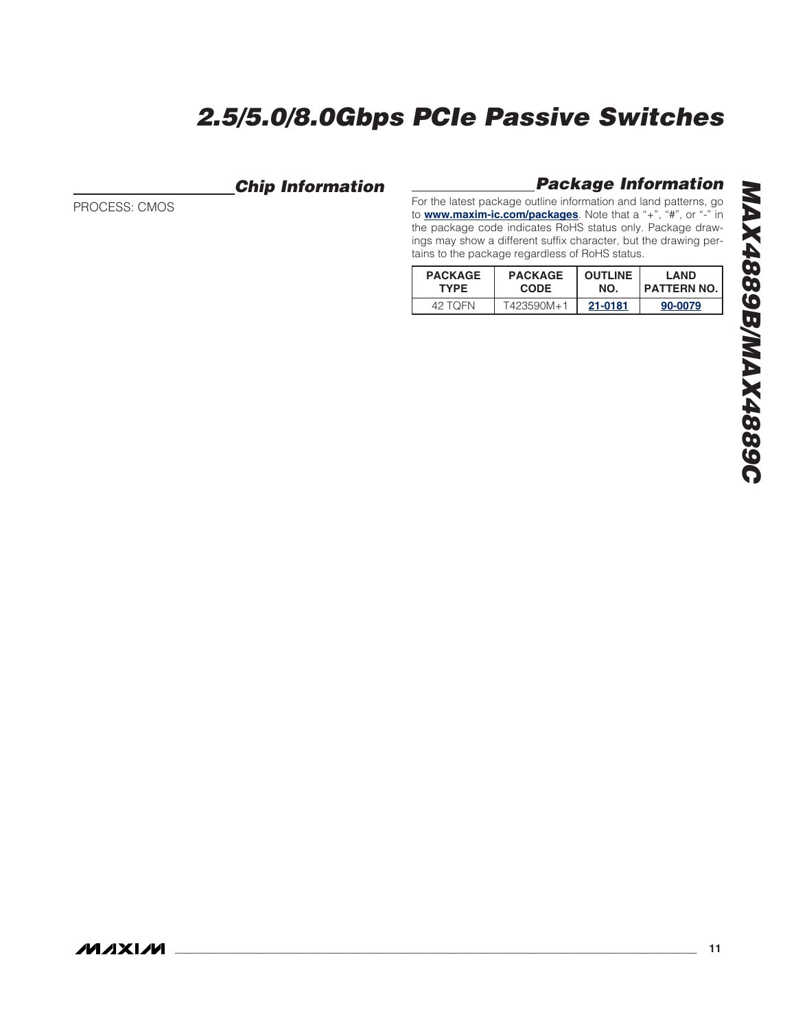## Chip Information

PROCESS: CMOS

## Package Information

For the latest package outline information and land patterns, go to **www.maxim-ic.com/packages**. Note that a "+", "#", or "-" in the package code indicates RoHS status only. Package drawings may show a different suffix character, but the drawing pertains to the package regardless of RoHS status.

| PACKAGE TYPE | PACKAGE CODE | OUTLINE NO. | LAND PATTERN NO. |
|---|---|---|---|
| 42 TQFN | T423590M+1 | 21-0181 | 90-0079 |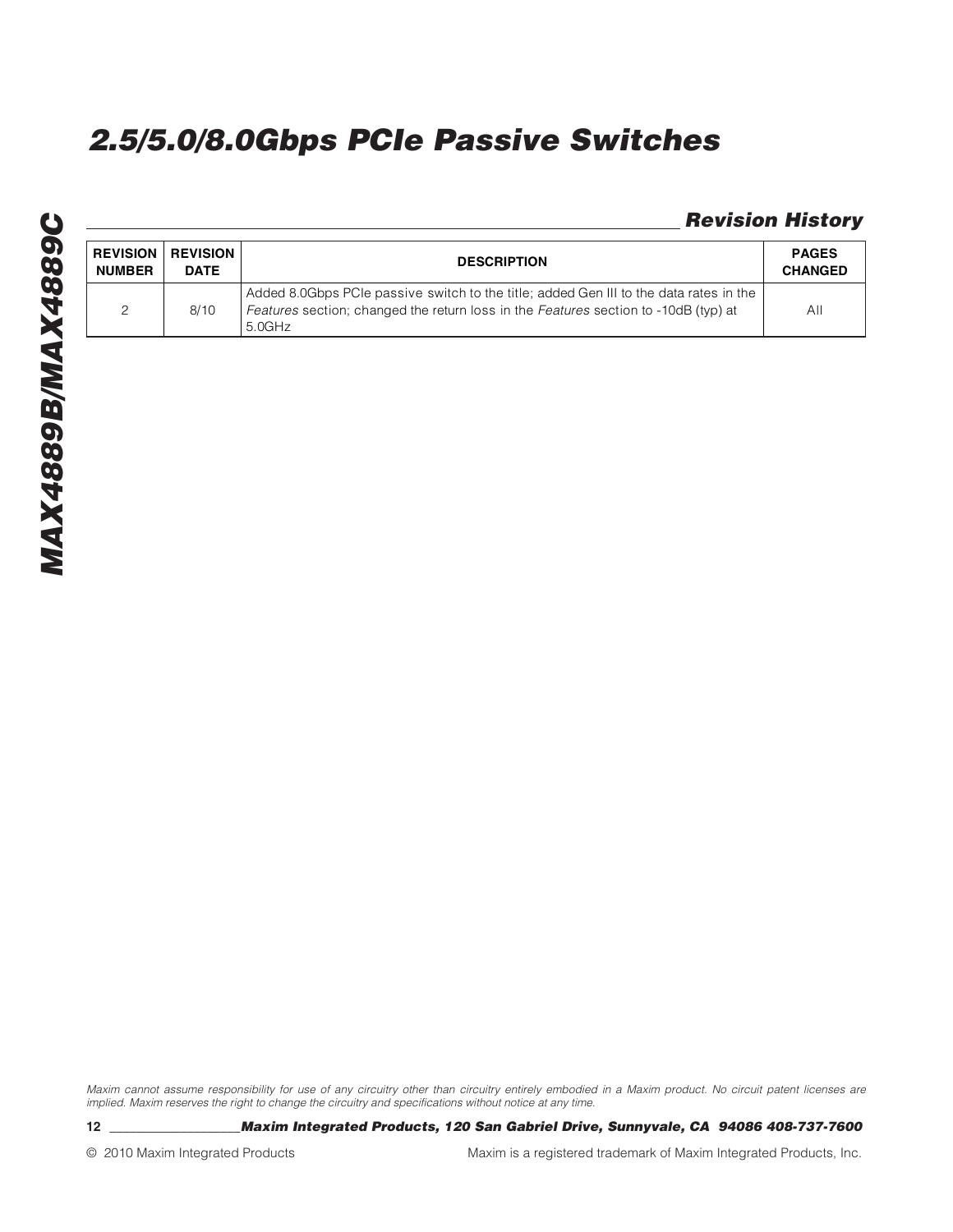## Revision History

| REVISION NUMBER | REVISION DATE | DESCRIPTION | PAGES CHANGED |
|---|---|---|---|
| 2 | 8/10 | Added 8.0Gbps PCIe passive switch to the title; added Gen III to the data rates in the *Features* section; changed the return loss in the *Features* section to -10dB (typ) at 5.0GHz | All |

*Maxim cannot assume responsibility for use of any circuitry other than circuitry entirely embodied in a Maxim product. No circuit patent licenses are implied. Maxim reserves the right to change the circuitry and specifications without notice at any time.*

***Maxim Integrated Products, 120 San Gabriel Drive, Sunnyvale, CA 94086 408-737-7600***

© 2010 Maxim Integrated Products

Maxim is a registered trademark of Maxim Integrated Products, Inc.